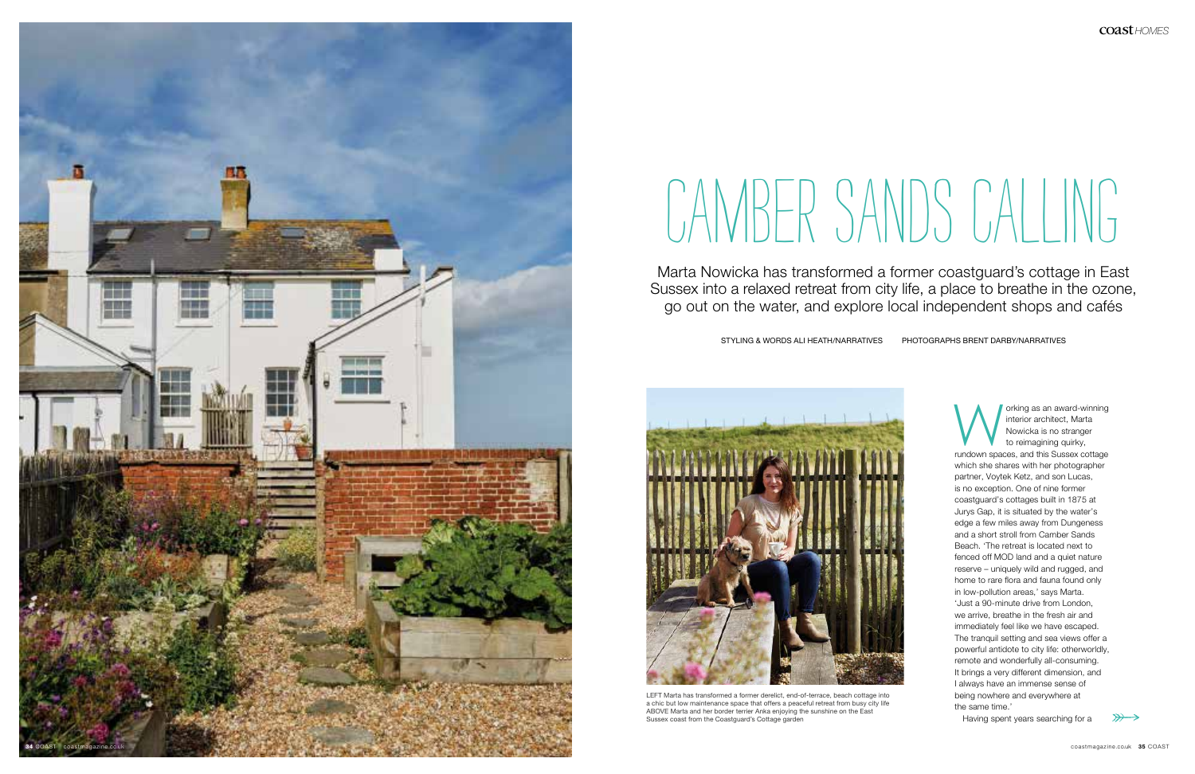# CAMBER SANDS CALLING

Marta Nowicka has transformed a former coastguard's cottage in East Sussex into a relaxed retreat from city life, a place to breathe in the ozone, go out on the water, and explore local independent shops and cafés

STYLING & WORDS ALI HEATH/NARRATIVES PHOTOGRAPHS BRENT DARBY/NARRATIVES

LEFT Marta has transformed a former derelict, end-of-terrace, beach cottage into a chic but low maintenance space that offers a peaceful retreat from busy city life ABOVE Marta and her border terrier Anka enjoying the sunshine on the East Sussex coast from the Coastguard's Cottage garden

Working as an award-winning interior architect, Marta Nowicka is no stranger to reimagining quirky, rundown spaces, and this Sussex cottage which she shares with her photographer partner, Voytek Ketz, and son Lucas, is no exception. One of nine former coastguard's cottages built in 1875 at Jurys Gap, it is situated by the water's edge a few miles away from Dungeness and a short stroll from Camber Sands Beach. 'The retreat is located next to fenced off MOD land and a quiet nature reserve – uniquely wild and rugged, and home to rare flora and fauna found only in low-pollution areas,' says Marta. 'Just a 90-minute drive from London, we arrive, breathe in the fresh air and immediately feel like we have escaped. The tranquil setting and sea views offer a powerful antidote to city life: otherworldly, remote and wonderfully all-consuming. It brings a very different dimension, and I always have an immense sense of being nowhere and everywhere at the same time.'

Having spent years searching for a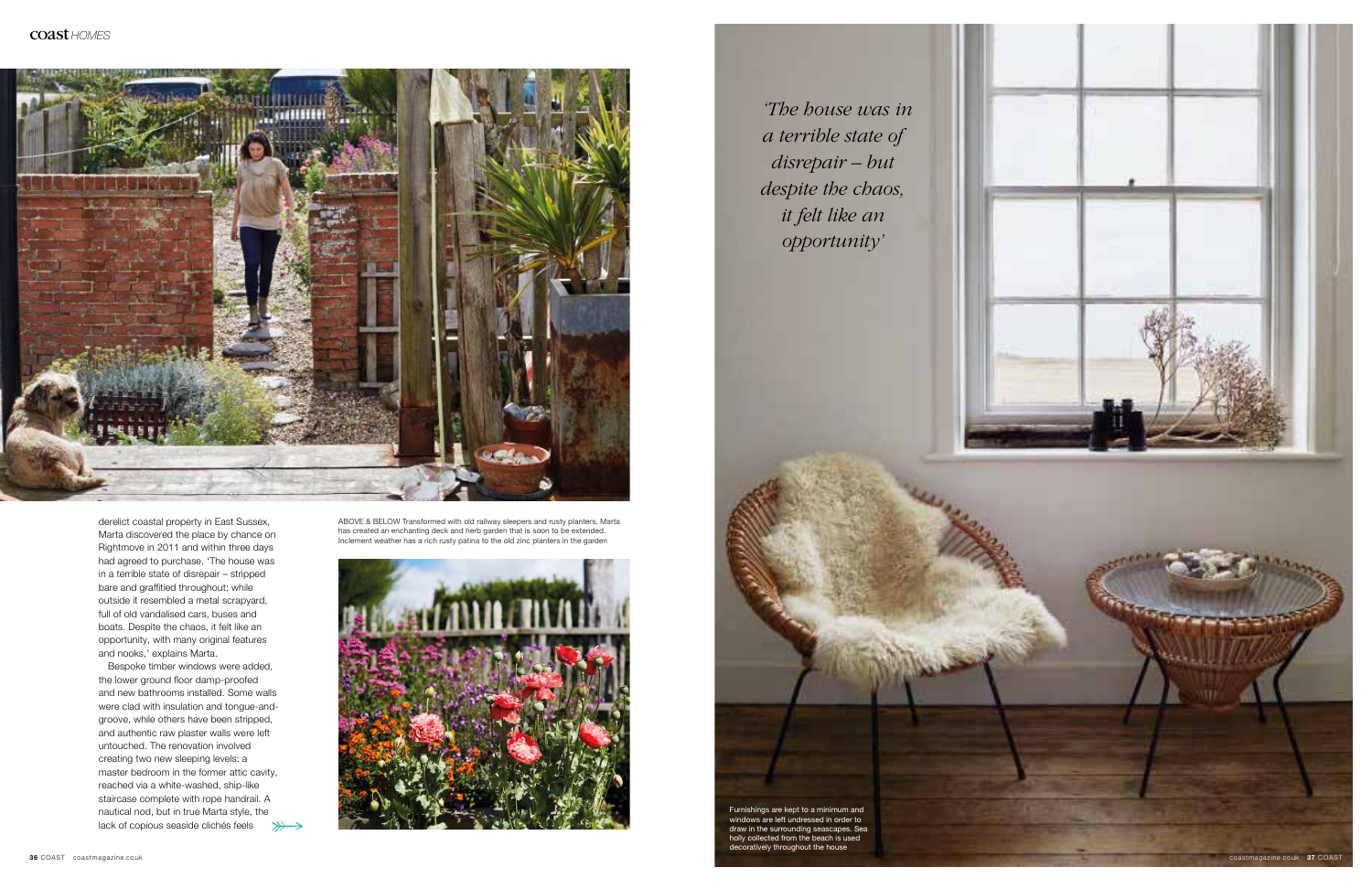derelict coastal property in East Sussex, Marta discovered the place by chance on Rightmove in 2011 and within three days had agreed to purchase. 'The house was in a terrible state of disrepair – stripped bare and graffitied throughout; while outside it resembled a metal scrapyard, full of old vandalised cars, buses and boats. Despite the chaos, it felt like an opportunity, with many original features and nooks,' explains Marta.

Bespoke timber windows were added, the lower ground floor damp-proofed and new bathrooms installed. Some walls were clad with insulation and tongue-and-groove, while others have been stripped, and authentic raw plaster walls were left untouched. The renovation involved creating two new sleeping levels: a master bedroom in the former attic cavity, reached via a white-washed, ship-like staircase complete with rope handrail. A nautical nod, but in true Marta style, the lack of copious seaside clichés feels

ABOVE & BELOW Transformed with old railway sleepers and rusty planters, Marta has created an enchanting deck and herb garden that is soon to be extended. Inclement weather has a rich rusty patina to the old zinc planters in the garden

*'The house was in a terrible state of disrepair – but despite the chaos, it felt like an opportunity'*

Furnishings are kept to a minimum and windows are left undressed in order to draw in the surrounding seascapes. Sea holly collected from the beach is used decoratively throughout the house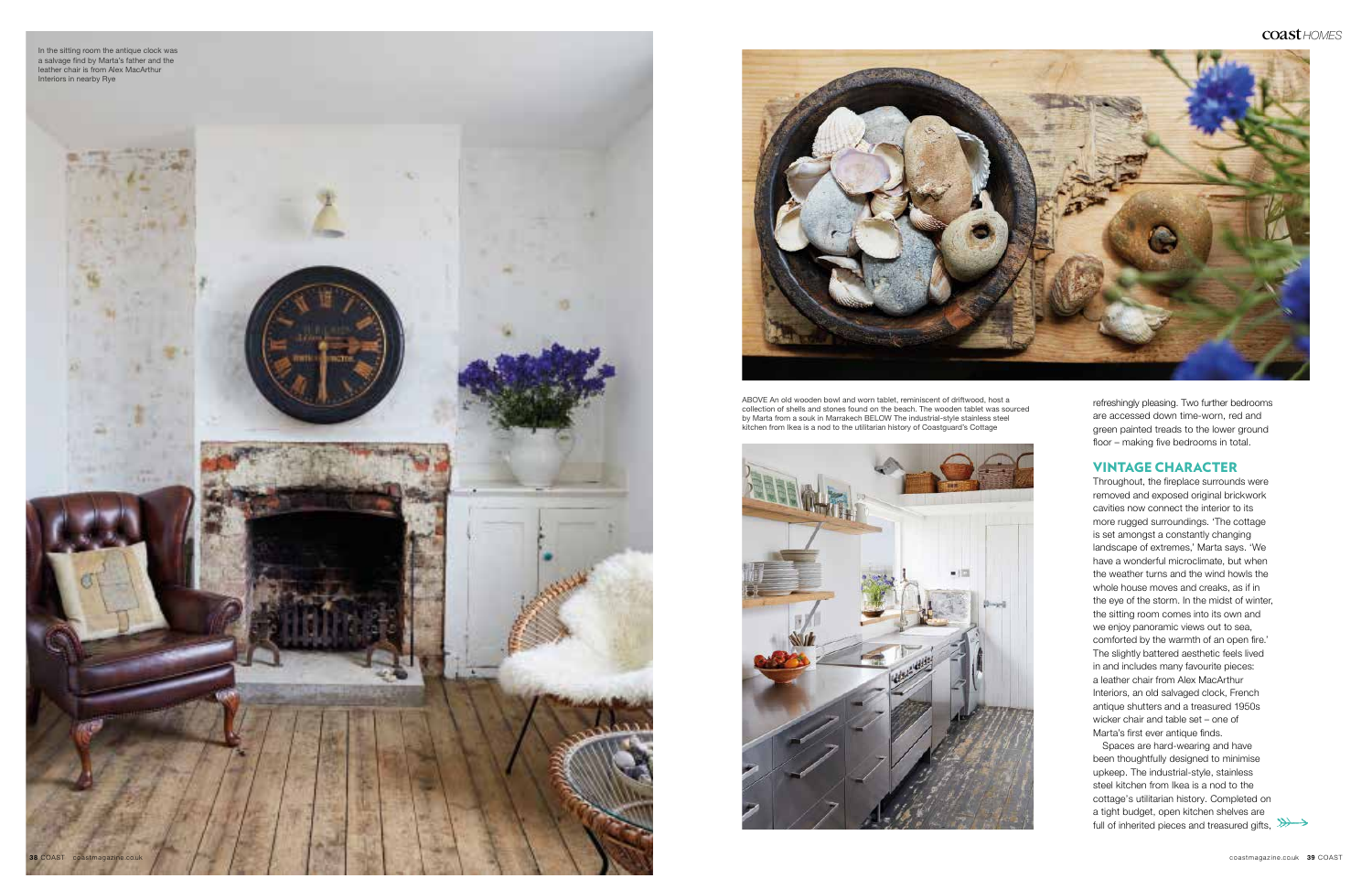In the sitting room the antique clock was a salvage find by Marta's father and the leather chair is from Alex MacArthur Interiors in nearby Rye

ABOVE An old wooden bowl and worn tablet, reminiscent of driftwood, host a collection of shells and stones found on the beach. The wooden tablet was sourced by Marta from a souk in Marrakech BELOW The industrial-style stainless steel kitchen from Ikea is a nod to the utilitarian history of Coastguard's Cottage

refreshingly pleasing. Two further bedrooms are accessed down time-worn, red and green painted treads to the lower ground floor – making five bedrooms in total.

## VINTAGE CHARACTER

Throughout, the fireplace surrounds were removed and exposed original brickwork cavities now connect the interior to its more rugged surroundings. 'The cottage is set amongst a constantly changing landscape of extremes,' Marta says. 'We have a wonderful microclimate, but when the weather turns and the wind howls the whole house moves and creaks, as if in the eye of the storm. In the midst of winter, the sitting room comes into its own and we enjoy panoramic views out to sea, comforted by the warmth of an open fire.' The slightly battered aesthetic feels lived in and includes many favourite pieces: a leather chair from Alex MacArthur Interiors, an old salvaged clock, French antique shutters and a treasured 1950s wicker chair and table set – one of Marta's first ever antique finds.

Spaces are hard-wearing and have been thoughtfully designed to minimise upkeep. The industrial-style, stainless steel kitchen from Ikea is a nod to the utilitarian history. Completed on a tight budget, open kitchen shelves are full of inherited pieces and treasured gifts,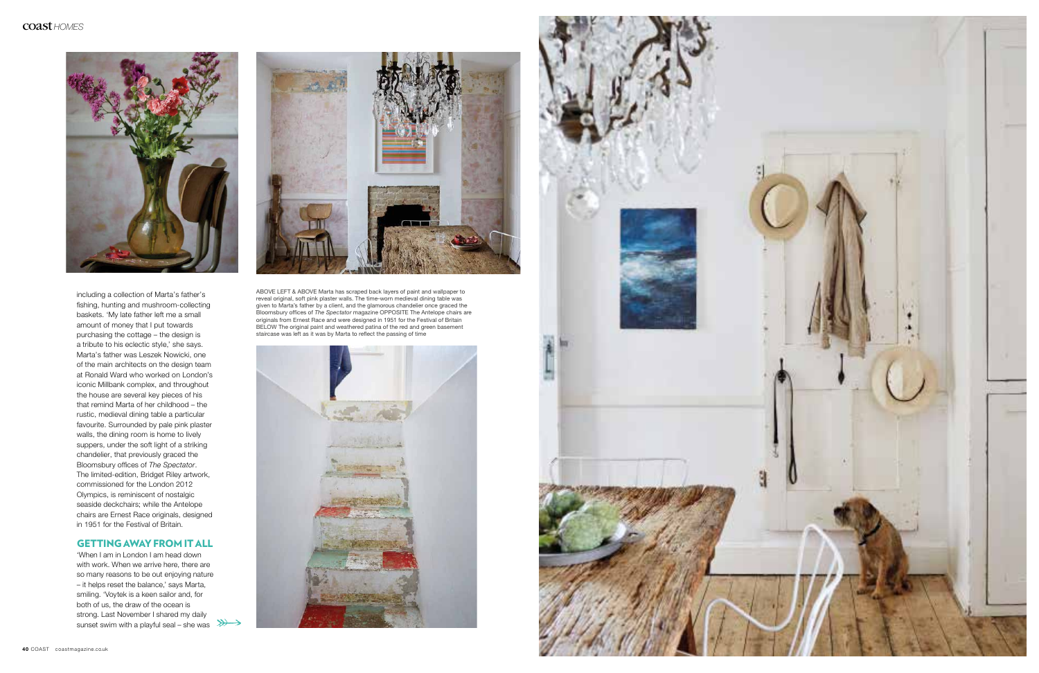including a collection of Marta's father's fishing, hunting and mushroom-collecting baskets. 'My late father left me a small amount of money that I put towards purchasing the cottage – the design is a tribute to his eclectic style,' she says. Marta's father was Leszek Nowicki, one of the main architects on the design team at Ronald Ward who worked on London's iconic Millbank complex, and throughout the house are several key pieces of his that remind Marta of her childhood – the rustic, medieval dining table a particular favourite. Surrounded by pale pink plaster walls, the dining room is home to lively suppers, under the soft light of a striking chandelier, that previously graced the Bloomsbury offices of *The Spectator*. The limited-edition, Bridget Riley artwork, commissioned for the London 2012 Olympics, is reminiscent of nostalgic seaside deckchairs; while the Antelope chairs are Ernest Race originals, designed in 1951 for the Festival of Britain.

## GETTING AWAY FROM IT ALL

'When I am in London I am head down with work. When we arrive here, there are so many reasons to be out enjoying nature – it helps reset the balance,' says Marta, smiling. 'Voytek is a keen sailor and, for both of us, the draw of the ocean is strong. Last November I shared my daily sunset swim with a playful seal – she was

ABOVE LEFT & ABOVE Marta has scraped back layers of paint and wallpaper to reveal original, soft pink plaster walls. The time-worn medieval dining table was given to Marta's father by a client, and the glamorous chandelier once graced the Bloomsbury offices of *The Spectator* magazine OPPOSITE The Antelope chairs are originals from Ernest Race and were designed in 1951 for the Festival of Britain BELOW The original paint and weathered patina of the red and green basement staircase was left as it was by Marta to reflect the passing of time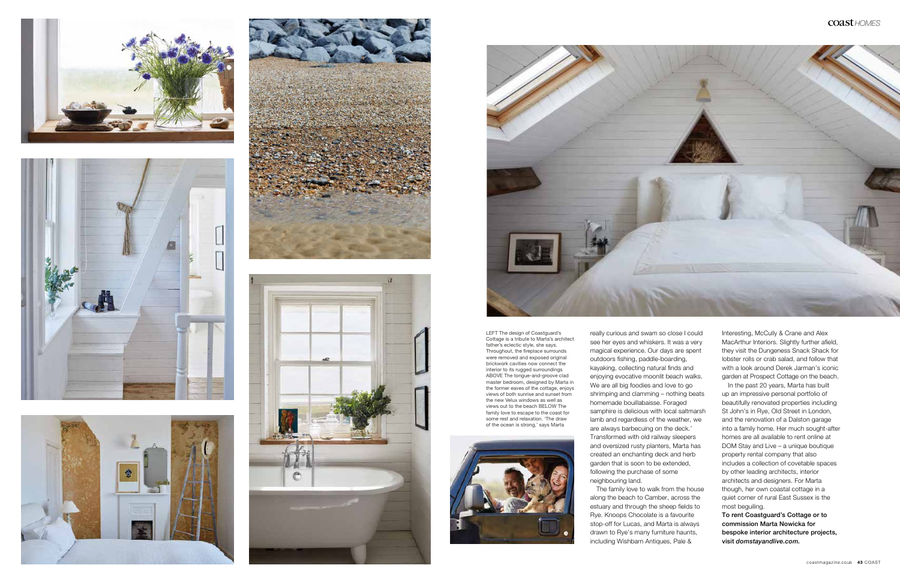LEFT The design of Coastguard's Cottage is a tribute to Marta's architect father's eclectic style, she says. Throughout, the fireplace surrounds were removed and exposed original brickwork cavities now connect the interior to its rugged surroundings ABOVE The tongue-and-groove clad master bedroom, designed by Marta in the former eaves of the cottage, enjoys views of both sunrise and sunset from the new Velux windows as well as views out to the beach BELOW The family love to escape to the coast for some rest and relaxation. 'The draw of the ocean is strong,' says Marta

really curious and swam so close I could see her eyes and whiskers. It was a very magical experience. Our days are spent outdoors fishing, paddle-boarding, kayaking, collecting natural finds and enjoying evocative moonlit beach walks. We are all big foodies and love to go shrimping and clamming – nothing beats homemade bouillabaisse. Foraged samphire is delicious with local saltmarsh lamb and regardless of the weather, we are always barbecuing on the deck.' Transformed with old railway sleepers and oversized rusty planters, Marta has created an enchanting deck and herb garden that is soon to be extended, following the purchase of some neighbouring land.

The family love to walk from the house along the beach to Camber, across the estuary and through the sheep fields to Rye. Knoops Chocolate is a favourite stop-off for Lucas, and Marta is always drawn to Rye's many furniture haunts, including Wishbarn Antiques, Pale & Interesting, McCully & Crane and Alex MacArthur Interiors. Slightly further afield, they visit the Dungeness Snack Shack for lobster rolls or crab salad, and follow that with a look around Derek Jarman's iconic garden at Prospect Cottage on the beach.

In the past 20 years, Marta has built up an impressive personal portfolio of beautifully renovated properties including St John's in Rye, Old Street in London, and the renovation of a Dalston garage into a family home. Her much sought-after homes are all available to rent online at DOM Stay and Live – a unique boutique property rental company that also includes a collection of covetable spaces by other leading architects, interior architects and designers. For Marta though, her own coastal cottage in a quiet corner of rural East Sussex is the most beguiling.

**To rent Coastguard's Cottage or to commission Marta Nowicka for bespoke interior architecture projects, visit *domstayandlive.com.***